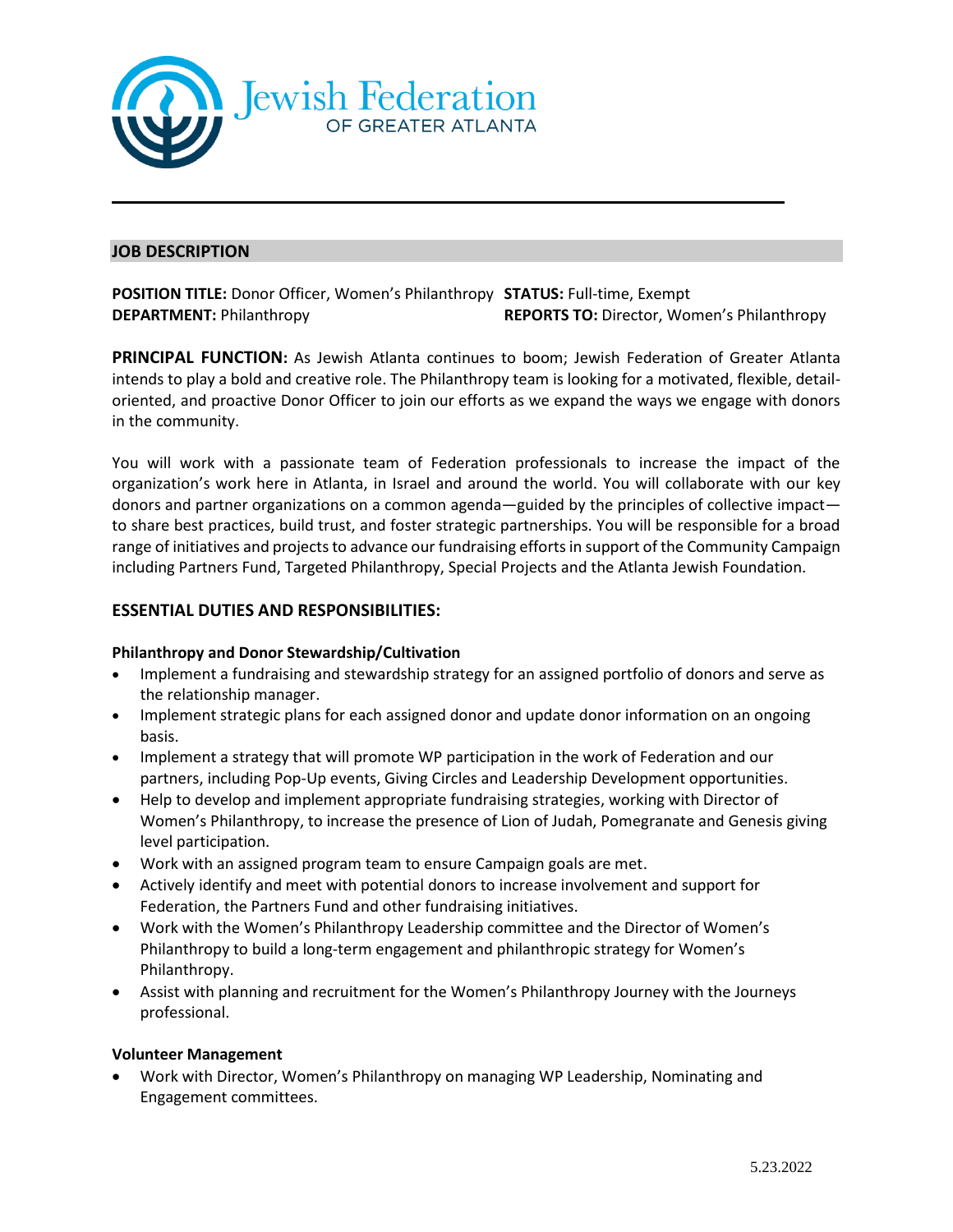Jewish Federation OF GREATER ATLANTA

## JOB DESCRIPTION

**POSITION TITLE:** Donor Officer, Women's Philanthropy **STATUS:** Full-time, Exempt
**DEPARTMENT:** Philanthropy **REPORTS TO:** Director, Women's Philanthropy

**PRINCIPAL FUNCTION:** As Jewish Atlanta continues to boom; Jewish Federation of Greater Atlanta intends to play a bold and creative role. The Philanthropy team is looking for a motivated, flexible, detail-oriented, and proactive Donor Officer to join our efforts as we expand the ways we engage with donors in the community.

You will work with a passionate team of Federation professionals to increase the impact of the organization's work here in Atlanta, in Israel and around the world. You will collaborate with our key donors and partner organizations on a common agenda—guided by the principles of collective impact—to share best practices, build trust, and foster strategic partnerships. You will be responsible for a broad range of initiatives and projects to advance our fundraising efforts in support of the Community Campaign including Partners Fund, Targeted Philanthropy, Special Projects and the Atlanta Jewish Foundation.

## ESSENTIAL DUTIES AND RESPONSIBILITIES:

### Philanthropy and Donor Stewardship/Cultivation

- Implement a fundraising and stewardship strategy for an assigned portfolio of donors and serve as the relationship manager.
- Implement strategic plans for each assigned donor and update donor information on an ongoing basis.
- Implement a strategy that will promote WP participation in the work of Federation and our partners, including Pop-Up events, Giving Circles and Leadership Development opportunities.
- Help to develop and implement appropriate fundraising strategies, working with Director of Women's Philanthropy, to increase the presence of Lion of Judah, Pomegranate and Genesis giving level participation.
- Work with an assigned program team to ensure Campaign goals are met.
- Actively identify and meet with potential donors to increase involvement and support for Federation, the Partners Fund and other fundraising initiatives.
- Work with the Women's Philanthropy Leadership committee and the Director of Women's Philanthropy to build a long-term engagement and philanthropic strategy for Women's Philanthropy.
- Assist with planning and recruitment for the Women's Philanthropy Journey with the Journeys professional.

### Volunteer Management

- Work with Director, Women's Philanthropy on managing WP Leadership, Nominating and Engagement committees.

5.23.2022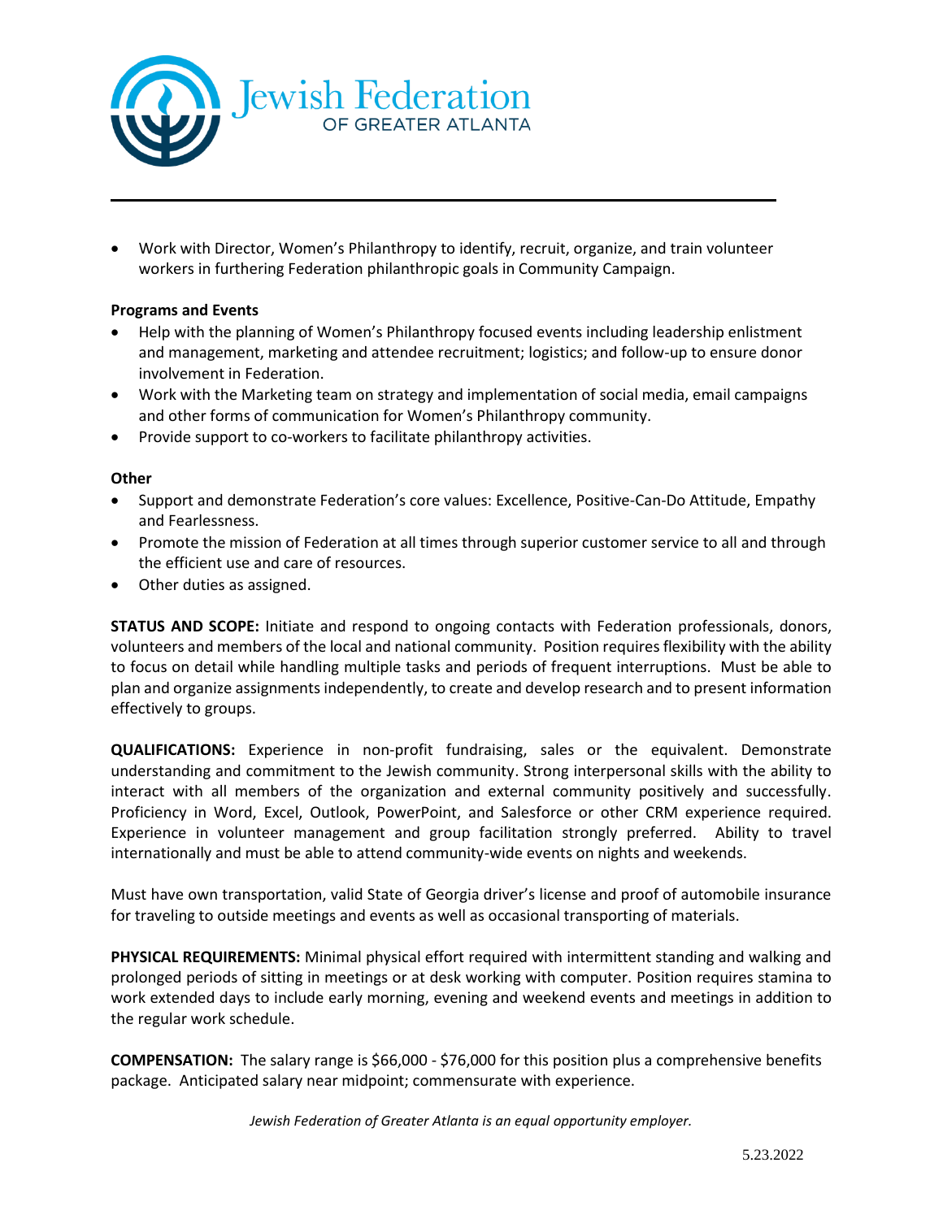- Work with Director, Women's Philanthropy to identify, recruit, organize, and train volunteer workers in furthering Federation philanthropic goals in Community Campaign.

**Programs and Events**

- Help with the planning of Women's Philanthropy focused events including leadership enlistment and management, marketing and attendee recruitment; logistics; and follow-up to ensure donor involvement in Federation.
- Work with the Marketing team on strategy and implementation of social media, email campaigns and other forms of communication for Women's Philanthropy community.
- Provide support to co-workers to facilitate philanthropy activities.

**Other**

- Support and demonstrate Federation's core values: Excellence, Positive-Can-Do Attitude, Empathy and Fearlessness.
- Promote the mission of Federation at all times through superior customer service to all and through the efficient use and care of resources.
- Other duties as assigned.

**STATUS AND SCOPE:** Initiate and respond to ongoing contacts with Federation professionals, donors, volunteers and members of the local and national community. Position requires flexibility with the ability to focus on detail while handling multiple tasks and periods of frequent interruptions. Must be able to plan and organize assignments independently, to create and develop research and to present information effectively to groups.

**QUALIFICATIONS:** Experience in non-profit fundraising, sales or the equivalent. Demonstrate understanding and commitment to the Jewish community. Strong interpersonal skills with the ability to interact with all members of the organization and external community positively and successfully. Proficiency in Word, Excel, Outlook, PowerPoint, and Salesforce or other CRM experience required. Experience in volunteer management and group facilitation strongly preferred. Ability to travel internationally and must be able to attend community-wide events on nights and weekends.

Must have own transportation, valid State of Georgia driver's license and proof of automobile insurance for traveling to outside meetings and events as well as occasional transporting of materials.

**PHYSICAL REQUIREMENTS:** Minimal physical effort required with intermittent standing and walking and prolonged periods of sitting in meetings or at desk working with computer. Position requires stamina to work extended days to include early morning, evening and weekend events and meetings in addition to the regular work schedule.

**COMPENSATION:** The salary range is $66,000 - $76,000 for this position plus a comprehensive benefits package. Anticipated salary near midpoint; commensurate with experience.

*Jewish Federation of Greater Atlanta is an equal opportunity employer.*

5.23.2022